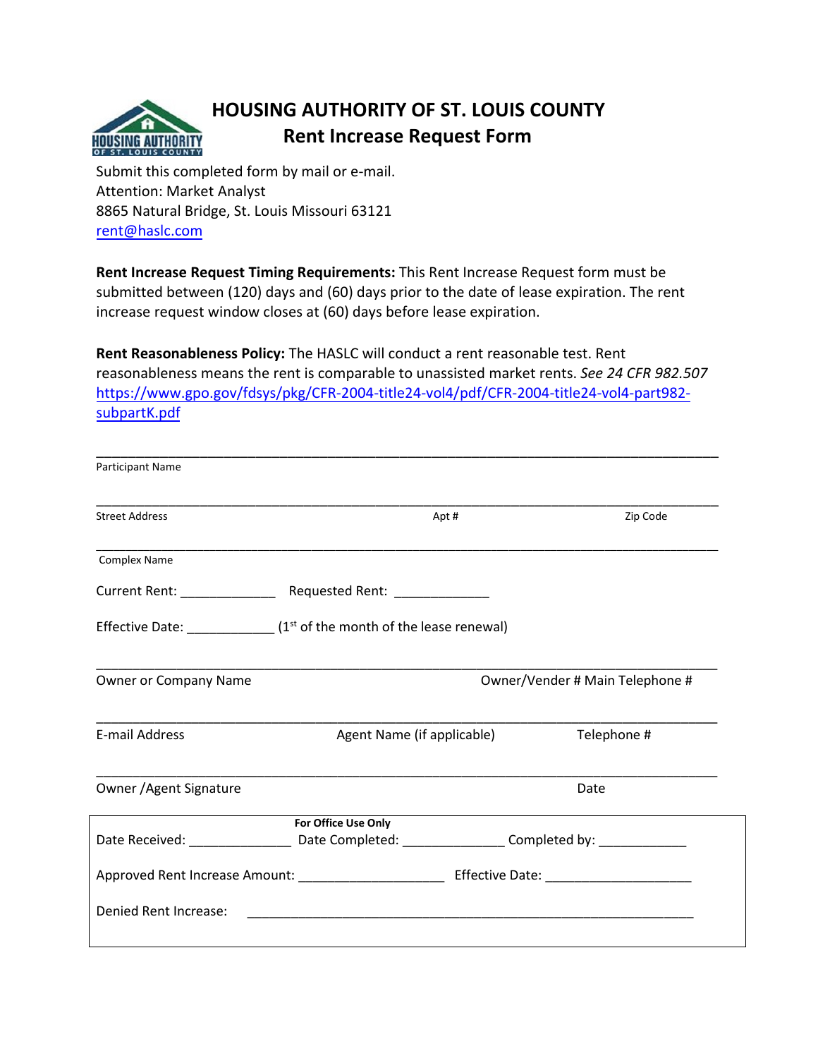# HOUSING AUTHORITY OF ST. LOUIS COUNTY

## Rent Increase Request Form

Submit this completed form by mail or e-mail.
Attention: Market Analyst
8865 Natural Bridge, St. Louis Missouri 63121
rent@haslc.com

**Rent Increase Request Timing Requirements:** This Rent Increase Request form must be submitted between (120) days and (60) days prior to the date of lease expiration. The rent increase request window closes at (60) days before lease expiration.

**Rent Reasonableness Policy:** The HASLC will conduct a rent reasonable test. Rent reasonableness means the rent is comparable to unassisted market rents. *See 24 CFR 982.507* https://www.gpo.gov/fdsys/pkg/CFR-2004-title24-vol4/pdf/CFR-2004-title24-vol4-part982-subpartK.pdf

______________________________________________________________________________
Participant Name

______________________________________________________________________________
Street Address                                        Apt #                                        Zip Code

______________________________________________________________________________
Complex Name

Current Rent: _____________   Requested Rent: _____________

Effective Date: ____________ (1st of the month of the lease renewal)

______________________________________________________________________________
Owner or Company Name                                        Owner/Vender # Main Telephone #

______________________________________________________________________________
E-mail Address                        Agent Name (if applicable)                        Telephone #

______________________________________________________________________________
Owner /Agent Signature                                                                        Date

**For Office Use Only**

Date Received: ______________ Date Completed: ______________ Completed by: ____________

Approved Rent Increase Amount: ____________________ Effective Date: ____________________

Denied Rent Increase: _________________________________________________________________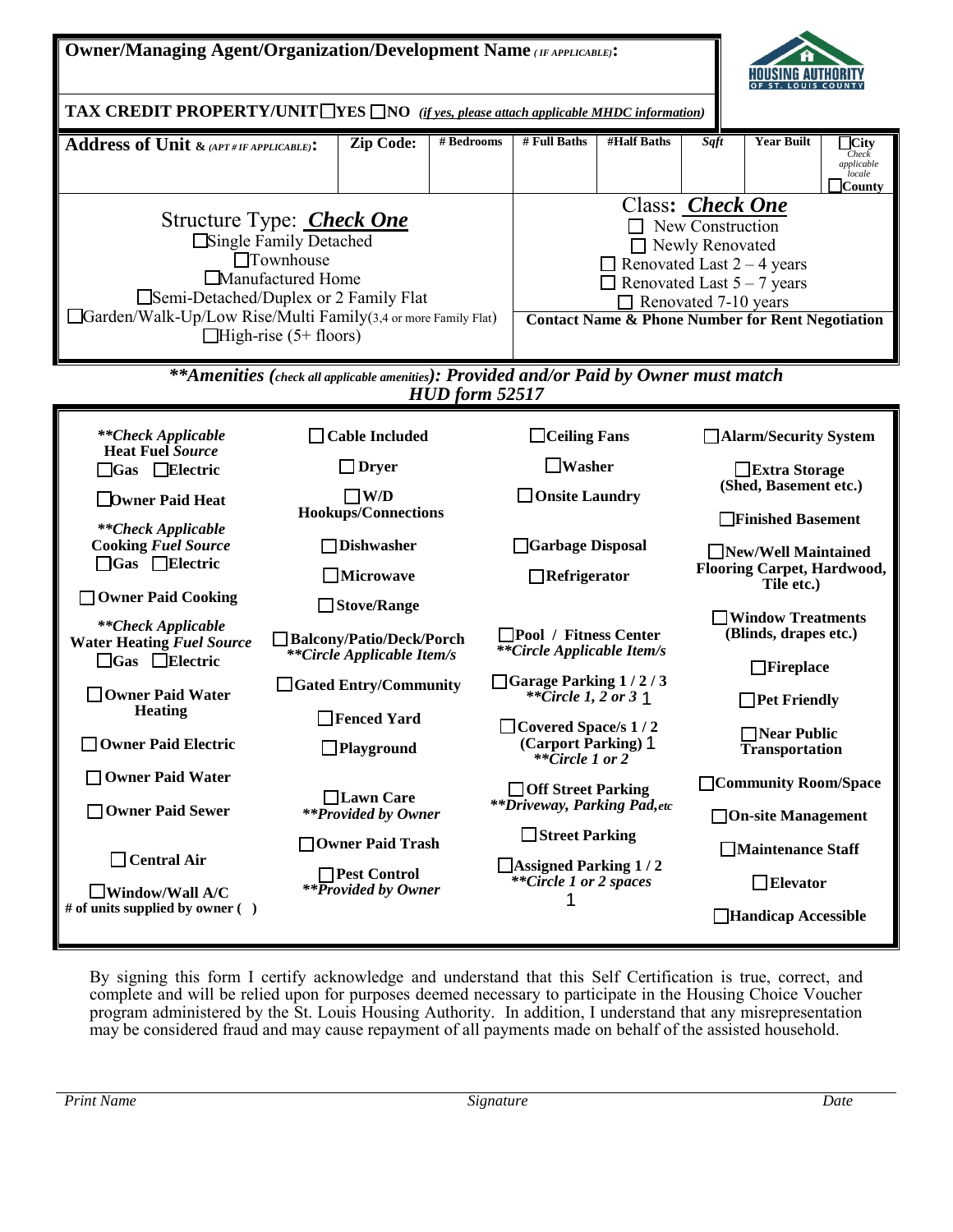**Owner/Managing Agent/Organization/Development Name** *(IF APPLICABLE)*:

HOUSING AUTHORITY OF ST. LOUIS COUNTY

**TAX CREDIT PROPERTY/UNIT** ☐ **YES** ☐ **NO** *(if yes, please attach applicable MHDC information)*

| Address of Unit & (APT # IF APPLICABLE): | Zip Code: | # Bedrooms | # Full Baths | #Half Baths | Sqft | Year Built | ☐ City / ☐ County (Check applicable locale) |
|---|---|---|---|---|---|---|---|
| | | | | | | | |

| Structure Type: ***Check One*** | Class: ***Check One*** |
|---|---|
| ☐ Single Family Detached | ☐ New Construction |
| ☐ Townhouse | ☐ Newly Renovated |
| ☐ Manufactured Home | ☐ Renovated Last 2 – 4 years |
| ☐ Semi-Detached/Duplex or 2 Family Flat | ☐ Renovated Last 5 – 7 years |
| ☐ Garden/Walk-Up/Low Rise/Multi Family(3,4 or more Family Flat) | ☐ Renovated 7-10 years |
| ☐ High-rise (5+ floors) | **Contact Name & Phone Number for Rent Negotiation** |

***\*\*Amenities** (check all applicable amenities)**: Provided and/or Paid by Owner must match HUD form 52517***

***\*\*Check Applicable* Heat Fuel *Source***
☐ **Gas** ☐ **Electric**

☐ **Owner Paid Heat**

***\*\*Check Applicable* Cooking *Fuel Source***
☐ **Gas** ☐ **Electric**

☐ **Owner Paid Cooking**

***\*\*Check Applicable* Water Heating *Fuel Source***
☐ **Gas** ☐ **Electric**

☐ **Owner Paid Water Heating**

☐ **Owner Paid Electric**

☐ **Owner Paid Water**

☐ **Owner Paid Sewer**

☐ **Central Air**

☐ **Window/Wall A/C**
**# of units supplied by owner ( )**

☐ **Cable Included**

☐ **Dryer**

☐ **W/D Hookups/Connections**

☐ **Dishwasher**

☐ **Microwave**

☐ **Stove/Range**

☐ **Balcony/Patio/Deck/Porch**
***\*\*Circle Applicable Item/s***

☐ **Gated Entry/Community**

☐ **Fenced Yard**

☐ **Playground**

☐ **Lawn Care**
***\*\*Provided by Owner***

☐ **Owner Paid Trash**

☐ **Pest Control**
***\*\*Provided by Owner***

☐ **Ceiling Fans**

☐ **Washer**

☐ **Onsite Laundry**

☐ **Garbage Disposal**

☐ **Refrigerator**

☐ **Pool / Fitness Center**
***\*\*Circle Applicable Item/s***

☐ **Garage Parking 1 / 2 / 3**
***\*\*Circle 1, 2 or 3*** 1

☐ **Covered Space/s 1 / 2 (Carport Parking)** 1
***\*\*Circle 1 or 2***

☐ **Off Street Parking**
***\*\*Driveway, Parking Pad,etc***

☐ **Street Parking**

☐ **Assigned Parking 1 / 2**
***\*\*Circle 1 or 2 spaces***
1

☐ **Alarm/Security System**

☐ **Extra Storage (Shed, Basement etc.)**

☐ **Finished Basement**

☐ **New/Well Maintained Flooring Carpet, Hardwood, Tile etc.)**

☐ **Window Treatments (Blinds, drapes etc.)**

☐ **Fireplace**

☐ **Pet Friendly**

☐ **Near Public Transportation**

☐ **Community Room/Space**

☐ **On-site Management**

☐ **Maintenance Staff**

☐ **Elevator**

☐ **Handicap Accessible**

By signing this form I certify acknowledge and understand that this Self Certification is true, correct, and complete and will be relied upon for purposes deemed necessary to participate in the Housing Choice Voucher program administered by the St. Louis Housing Authority. In addition, I understand that any misrepresentation may be considered fraud and may cause repayment of all payments made on behalf of the assisted household.

*Print Name* *Signature* *Date*